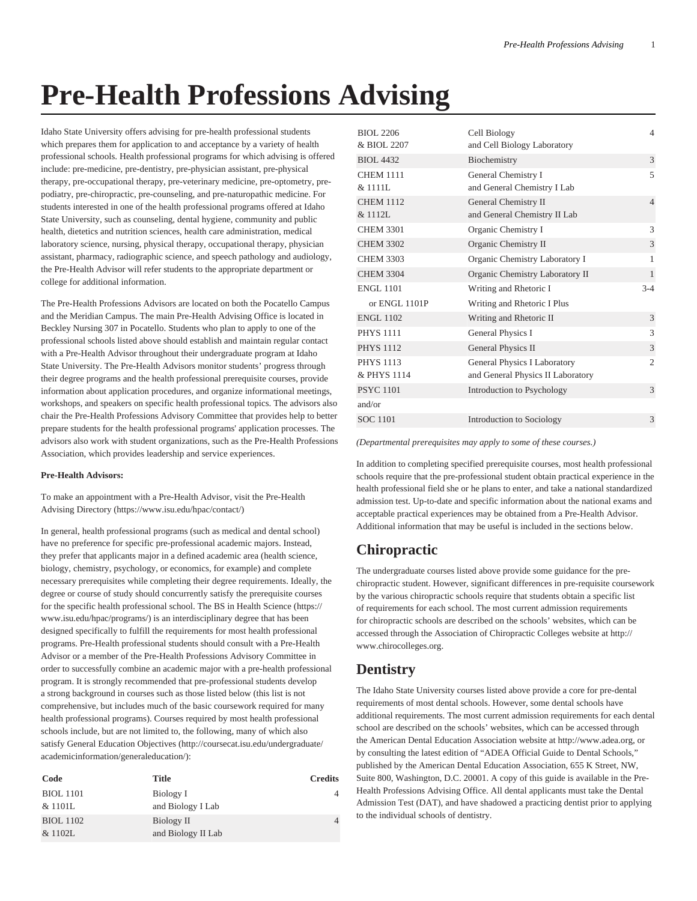# Pre-Health Professions Advising

Idaho State University offers advising for pre-health professional students which prepares them for application to and acceptance by a variety of health professional schools. Health professional programs for which advising is offered include: pre-medicine, pre-dentistry, pre-physician assistant, pre-physical therapy, pre-occupational therapy, pre-veterinary medicine, pre-optometry, pre-podiatry, pre-chiropractic, pre-counseling, and pre-naturopathic medicine. For students interested in one of the health professional programs offered at Idaho State University, such as counseling, dental hygiene, community and public health, dietetics and nutrition sciences, health care administration, medical laboratory science, nursing, physical therapy, occupational therapy, physician assistant, pharmacy, radiographic science, and speech pathology and audiology, the Pre-Health Advisor will refer students to the appropriate department or college for additional information.

The Pre-Health Professions Advisors are located on both the Pocatello Campus and the Meridian Campus. The main Pre-Health Advising Office is located in Beckley Nursing 307 in Pocatello. Students who plan to apply to one of the professional schools listed above should establish and maintain regular contact with a Pre-Health Advisor throughout their undergraduate program at Idaho State University. The Pre-Health Advisors monitor students' progress through their degree programs and the health professional prerequisite courses, provide information about application procedures, and organize informational meetings, workshops, and speakers on specific health professional topics. The advisors also chair the Pre-Health Professions Advisory Committee that provides help to better prepare students for the health professional programs' application processes. The advisors also work with student organizations, such as the Pre-Health Professions Association, which provides leadership and service experiences.

**Pre-Health Advisors:**

To make an appointment with a Pre-Health Advisor, visit the Pre-Health Advising Directory (https://www.isu.edu/hpac/contact/)

In general, health professional programs (such as medical and dental school) have no preference for specific pre-professional academic majors. Instead, they prefer that applicants major in a defined academic area (health science, biology, chemistry, psychology, or economics, for example) and complete necessary prerequisites while completing their degree requirements. Ideally, the degree or course of study should concurrently satisfy the prerequisite courses for the specific health professional school. The BS in Health Science (https://www.isu.edu/hpac/programs/) is an interdisciplinary degree that has been designed specifically to fulfill the requirements for most health professional programs. Pre-Health professional students should consult with a Pre-Health Advisor or a member of the Pre-Health Professions Advisory Committee in order to successfully combine an academic major with a pre-health professional program. It is strongly recommended that pre-professional students develop a strong background in courses such as those listed below (this list is not comprehensive, but includes much of the basic coursework required for many health professional programs). Courses required by most health professional schools include, but are not limited to, the following, many of which also satisfy General Education Objectives (http://coursecat.isu.edu/undergraduate/academicinformation/generaleducation/):

| Code | Title | Credits |
|---|---|---|
| BIOL 1101 & 1101L | Biology I and Biology I Lab | 4 |
| BIOL 1102 & 1102L | Biology II and Biology II Lab | 4 |
| BIOL 2206 & BIOL 2207 | Cell Biology and Cell Biology Laboratory | 4 |
| BIOL 4432 | Biochemistry | 3 |
| CHEM 1111 & 1111L | General Chemistry I and General Chemistry I Lab | 5 |
| CHEM 1112 & 1112L | General Chemistry II and General Chemistry II Lab | 4 |
| CHEM 3301 | Organic Chemistry I | 3 |
| CHEM 3302 | Organic Chemistry II | 3 |
| CHEM 3303 | Organic Chemistry Laboratory I | 1 |
| CHEM 3304 | Organic Chemistry Laboratory II | 1 |
| ENGL 1101 | Writing and Rhetoric I | 3-4 |
| or ENGL 1101P | Writing and Rhetoric I Plus | |
| ENGL 1102 | Writing and Rhetoric II | 3 |
| PHYS 1111 | General Physics I | 3 |
| PHYS 1112 | General Physics II | 3 |
| PHYS 1113 & PHYS 1114 | General Physics I Laboratory and General Physics II Laboratory | 2 |
| PSYC 1101 | Introduction to Psychology | 3 |
| and/or | | |
| SOC 1101 | Introduction to Sociology | 3 |

*(Departmental prerequisites may apply to some of these courses.)*

In addition to completing specified prerequisite courses, most health professional schools require that the pre-professional student obtain practical experience in the health professional field she or he plans to enter, and take a national standardized admission test. Up-to-date and specific information about the national exams and acceptable practical experiences may be obtained from a Pre-Health Advisor. Additional information that may be useful is included in the sections below.

## Chiropractic

The undergraduate courses listed above provide some guidance for the pre-chiropractic student. However, significant differences in pre-requisite coursework by the various chiropractic schools require that students obtain a specific list of requirements for each school. The most current admission requirements for chiropractic schools are described on the schools' websites, which can be accessed through the Association of Chiropractic Colleges website at http://www.chirocolleges.org.

## Dentistry

The Idaho State University courses listed above provide a core for pre-dental requirements of most dental schools. However, some dental schools have additional requirements. The most current admission requirements for each dental school are described on the schools' websites, which can be accessed through the American Dental Education Association website at http://www.adea.org, or by consulting the latest edition of "ADEA Official Guide to Dental Schools," published by the American Dental Education Association, 655 K Street, NW, Suite 800, Washington, D.C. 20001. A copy of this guide is available in the Pre-Health Professions Advising Office. All dental applicants must take the Dental Admission Test (DAT), and have shadowed a practicing dentist prior to applying to the individual schools of dentistry.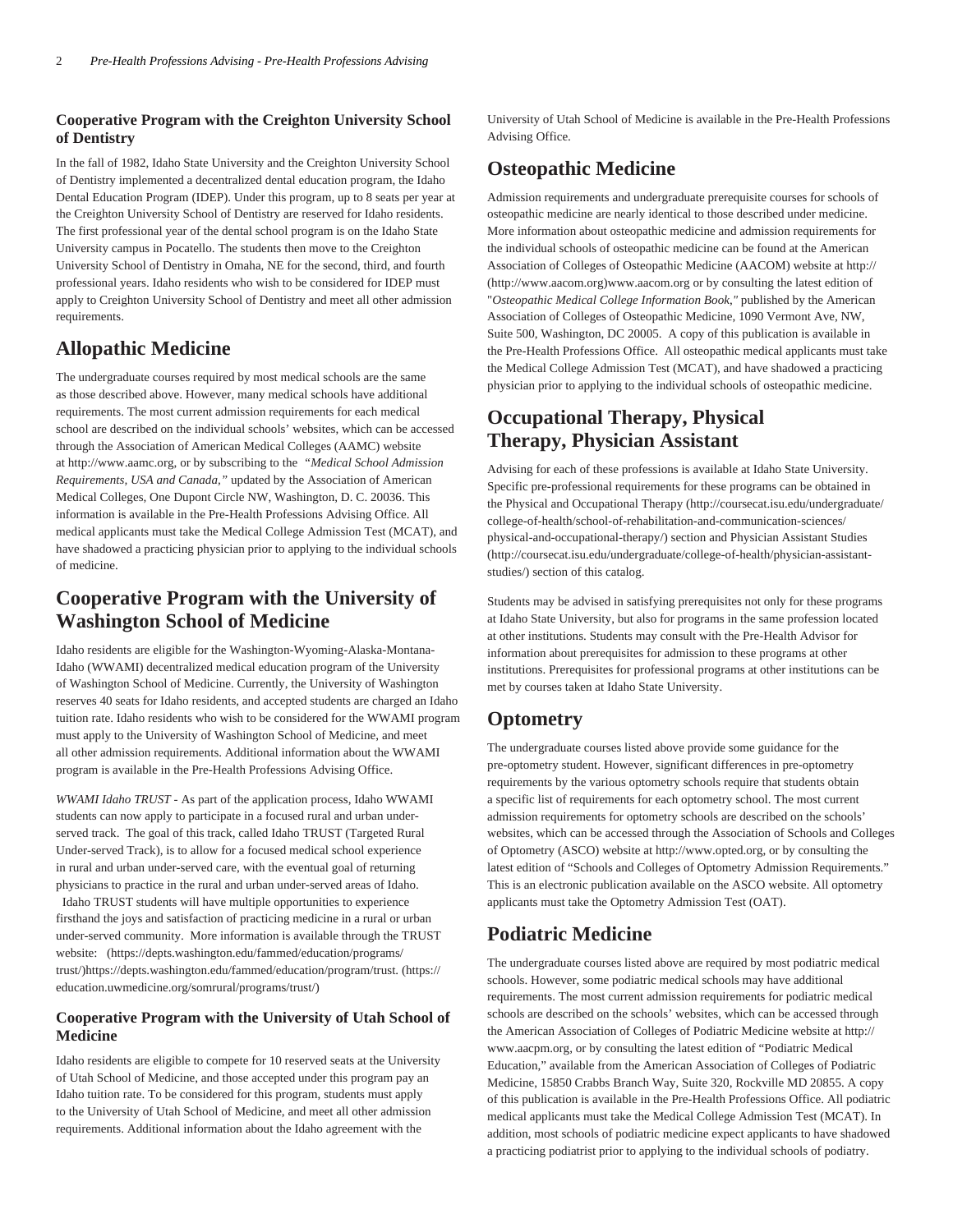### Cooperative Program with the Creighton University School of Dentistry

In the fall of 1982, Idaho State University and the Creighton University School of Dentistry implemented a decentralized dental education program, the Idaho Dental Education Program (IDEP). Under this program, up to 8 seats per year at the Creighton University School of Dentistry are reserved for Idaho residents. The first professional year of the dental school program is on the Idaho State University campus in Pocatello. The students then move to the Creighton University School of Dentistry in Omaha, NE for the second, third, and fourth professional years. Idaho residents who wish to be considered for IDEP must apply to Creighton University School of Dentistry and meet all other admission requirements.

## Allopathic Medicine

The undergraduate courses required by most medical schools are the same as those described above. However, many medical schools have additional requirements. The most current admission requirements for each medical school are described on the individual schools' websites, which can be accessed through the Association of American Medical Colleges (AAMC) website at http://www.aamc.org, or by subscribing to the *"Medical School Admission Requirements, USA and Canada,"* updated by the Association of American Medical Colleges, One Dupont Circle NW, Washington, D. C. 20036. This information is available in the Pre-Health Professions Advising Office. All medical applicants must take the Medical College Admission Test (MCAT), and have shadowed a practicing physician prior to applying to the individual schools of medicine.

## Cooperative Program with the University of Washington School of Medicine

Idaho residents are eligible for the Washington-Wyoming-Alaska-Montana-Idaho (WWAMI) decentralized medical education program of the University of Washington School of Medicine. Currently, the University of Washington reserves 40 seats for Idaho residents, and accepted students are charged an Idaho tuition rate. Idaho residents who wish to be considered for the WWAMI program must apply to the University of Washington School of Medicine, and meet all other admission requirements. Additional information about the WWAMI program is available in the Pre-Health Professions Advising Office.

*WWAMI Idaho TRUST* - As part of the application process, Idaho WWAMI students can now apply to participate in a focused rural and urban under-served track. The goal of this track, called Idaho TRUST (Targeted Rural Under-served Track), is to allow for a focused medical school experience in rural and urban under-served care, with the eventual goal of returning physicians to practice in the rural and urban under-served areas of Idaho. Idaho TRUST students will have multiple opportunities to experience firsthand the joys and satisfaction of practicing medicine in a rural or urban under-served community. More information is available through the TRUST website: (https://depts.washington.edu/fammed/education/programs/trust/)https://depts.washington.edu/fammed/education/program/trust. (https://education.uwmedicine.org/somrural/programs/trust/)

### Cooperative Program with the University of Utah School of Medicine

Idaho residents are eligible to compete for 10 reserved seats at the University of Utah School of Medicine, and those accepted under this program pay an Idaho tuition rate. To be considered for this program, students must apply to the University of Utah School of Medicine, and meet all other admission requirements. Additional information about the Idaho agreement with the University of Utah School of Medicine is available in the Pre-Health Professions Advising Office.

## Osteopathic Medicine

Admission requirements and undergraduate prerequisite courses for schools of osteopathic medicine are nearly identical to those described under medicine. More information about osteopathic medicine and admission requirements for the individual schools of osteopathic medicine can be found at the American Association of Colleges of Osteopathic Medicine (AACOM) website at http://(http://www.aacom.org)www.aacom.org or by consulting the latest edition of "*Osteopathic Medical College Information Book,"* published by the American Association of Colleges of Osteopathic Medicine, 1090 Vermont Ave, NW, Suite 500, Washington, DC 20005. A copy of this publication is available in the Pre-Health Professions Office. All osteopathic medical applicants must take the Medical College Admission Test (MCAT), and have shadowed a practicing physician prior to applying to the individual schools of osteopathic medicine.

## Occupational Therapy, Physical Therapy, Physician Assistant

Advising for each of these professions is available at Idaho State University. Specific pre-professional requirements for these programs can be obtained in the Physical and Occupational Therapy (http://coursecat.isu.edu/undergraduate/college-of-health/school-of-rehabilitation-and-communication-sciences/physical-and-occupational-therapy/) section and Physician Assistant Studies (http://coursecat.isu.edu/undergraduate/college-of-health/physician-assistant-studies/) section of this catalog.

Students may be advised in satisfying prerequisites not only for these programs at Idaho State University, but also for programs in the same profession located at other institutions. Students may consult with the Pre-Health Advisor for information about prerequisites for admission to these programs at other institutions. Prerequisites for professional programs at other institutions can be met by courses taken at Idaho State University.

## Optometry

The undergraduate courses listed above provide some guidance for the pre-optometry student. However, significant differences in pre-optometry requirements by the various optometry schools require that students obtain a specific list of requirements for each optometry school. The most current admission requirements for optometry schools are described on the schools' websites, which can be accessed through the Association of Schools and Colleges of Optometry (ASCO) website at http://www.opted.org, or by consulting the latest edition of "Schools and Colleges of Optometry Admission Requirements." This is an electronic publication available on the ASCO website. All optometry applicants must take the Optometry Admission Test (OAT).

## Podiatric Medicine

The undergraduate courses listed above are required by most podiatric medical schools. However, some podiatric medical schools may have additional requirements. The most current admission requirements for podiatric medical schools are described on the schools' websites, which can be accessed through the American Association of Colleges of Podiatric Medicine website at http://www.aacpm.org, or by consulting the latest edition of "Podiatric Medical Education," available from the American Association of Colleges of Podiatric Medicine, 15850 Crabbs Branch Way, Suite 320, Rockville MD 20855. A copy of this publication is available in the Pre-Health Professions Office. All podiatric medical applicants must take the Medical College Admission Test (MCAT). In addition, most schools of podiatric medicine expect applicants to have shadowed a practicing podiatrist prior to applying to the individual schools of podiatry.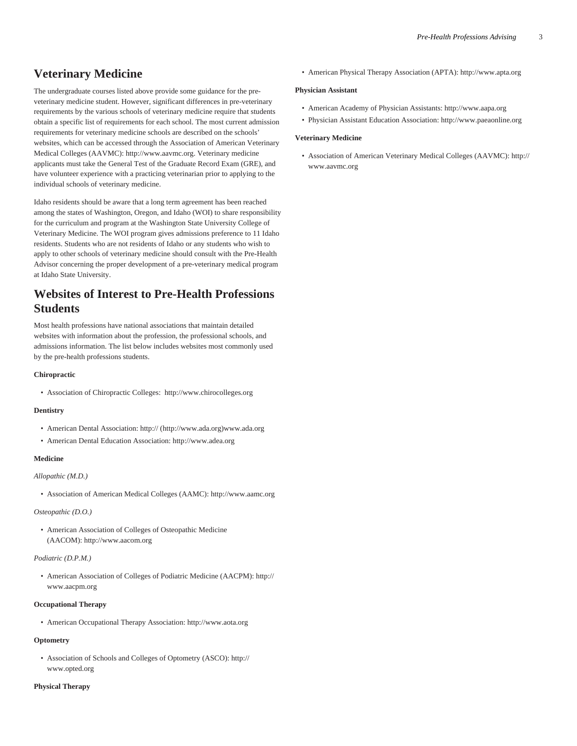## Veterinary Medicine

The undergraduate courses listed above provide some guidance for the pre-veterinary medicine student. However, significant differences in pre-veterinary requirements by the various schools of veterinary medicine require that students obtain a specific list of requirements for each school. The most current admission requirements for veterinary medicine schools are described on the schools' websites, which can be accessed through the Association of American Veterinary Medical Colleges (AAVMC): http://www.aavmc.org. Veterinary medicine applicants must take the General Test of the Graduate Record Exam (GRE), and have volunteer experience with a practicing veterinarian prior to applying to the individual schools of veterinary medicine.

Idaho residents should be aware that a long term agreement has been reached among the states of Washington, Oregon, and Idaho (WOI) to share responsibility for the curriculum and program at the Washington State University College of Veterinary Medicine. The WOI program gives admissions preference to 11 Idaho residents. Students who are not residents of Idaho or any students who wish to apply to other schools of veterinary medicine should consult with the Pre-Health Advisor concerning the proper development of a pre-veterinary medical program at Idaho State University.

## Websites of Interest to Pre-Health Professions Students

Most health professions have national associations that maintain detailed websites with information about the profession, the professional schools, and admissions information. The list below includes websites most commonly used by the pre-health professions students.

**Chiropractic**

- Association of Chiropractic Colleges: http://www.chirocolleges.org

**Dentistry**

- American Dental Association: http:// (http://www.ada.org)www.ada.org
- American Dental Education Association: http://www.adea.org

**Medicine**

*Allopathic (M.D.)*

- Association of American Medical Colleges (AAMC): http://www.aamc.org

*Osteopathic (D.O.)*

- American Association of Colleges of Osteopathic Medicine (AACOM): http://www.aacom.org

*Podiatric (D.P.M.)*

- American Association of Colleges of Podiatric Medicine (AACPM): http://www.aacpm.org

**Occupational Therapy**

- American Occupational Therapy Association: http://www.aota.org

**Optometry**

- Association of Schools and Colleges of Optometry (ASCO): http://www.opted.org

**Physical Therapy**

- American Physical Therapy Association (APTA): http://www.apta.org

**Physician Assistant**

- American Academy of Physician Assistants: http://www.aapa.org
- Physician Assistant Education Association: http://www.paeaonline.org

**Veterinary Medicine**

- Association of American Veterinary Medical Colleges (AAVMC): http://www.aavmc.org